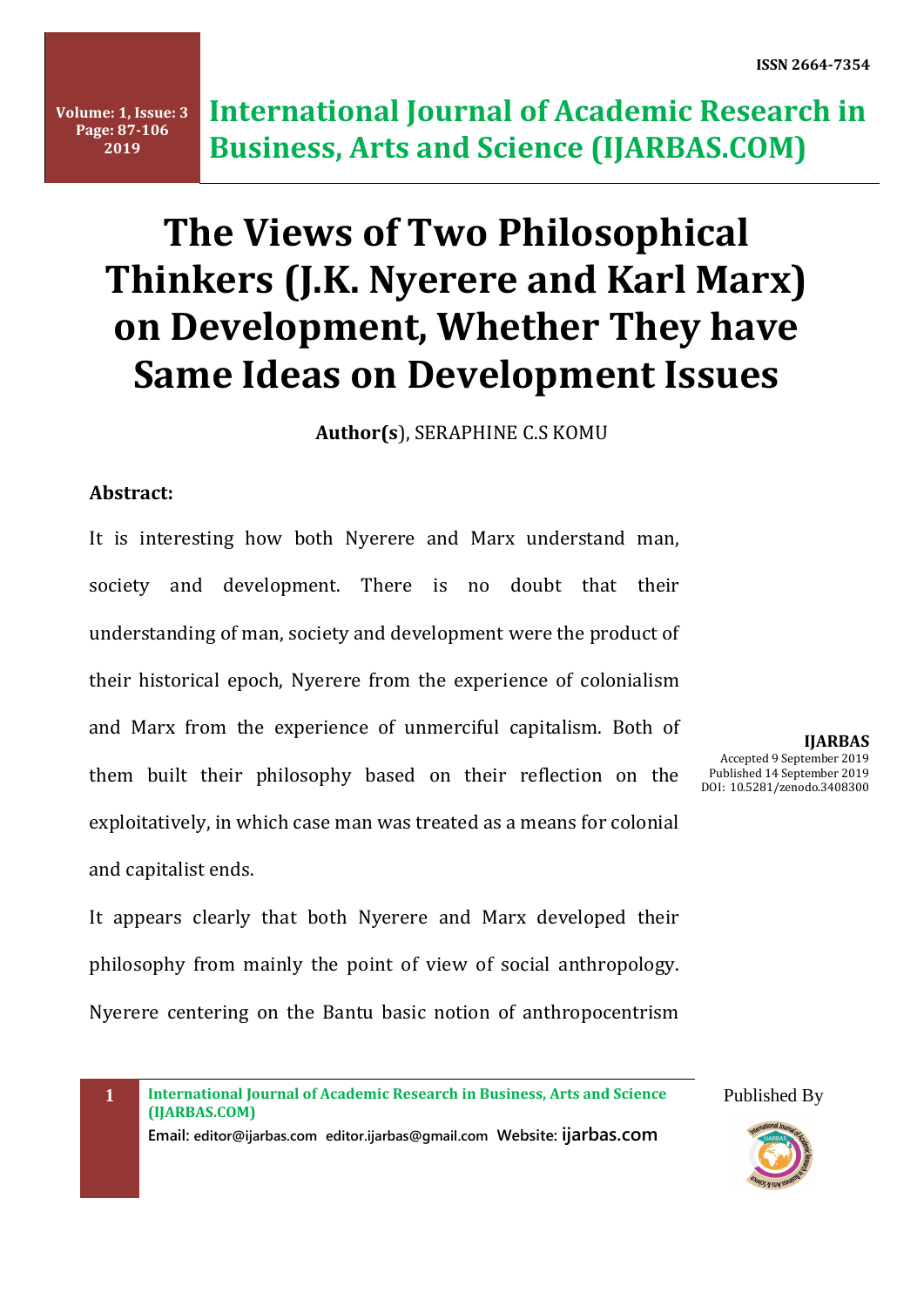# The Views of Two Philosophical Thinkers (J.K. Nyerere and Karl Marx) on Development, Whether They have Same Ideas on Development Issues

**Author(s)**, SERAPHINE C.S KOMU

**IJARBAS**
Accepted 9 September 2019
Published 14 September 2019
DOI: 10.5281/zenodo.3408300

**Abstract:**

It is interesting how both Nyerere and Marx understand man, society and development. There is no doubt that their understanding of man, society and development were the product of their historical epoch, Nyerere from the experience of colonialism and Marx from the experience of unmerciful capitalism. Both of them built their philosophy based on their reflection on the exploitatively, in which case man was treated as a means for colonial and capitalist ends.

It appears clearly that both Nyerere and Marx developed their philosophy from mainly the point of view of social anthropology. Nyerere centering on the Bantu basic notion of anthropocentrism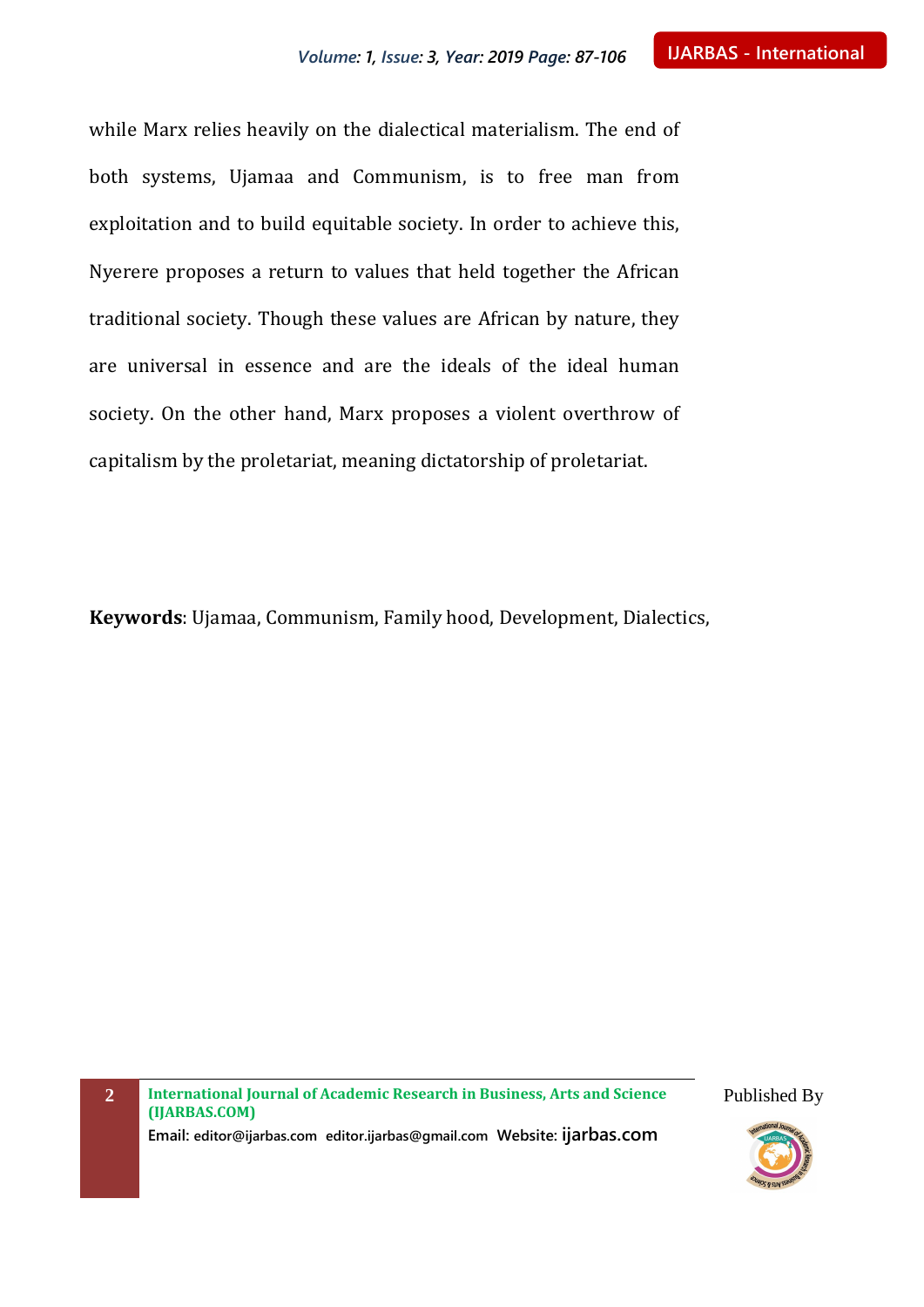while Marx relies heavily on the dialectical materialism. The end of both systems, Ujamaa and Communism, is to free man from exploitation and to build equitable society. In order to achieve this, Nyerere proposes a return to values that held together the African traditional society. Though these values are African by nature, they are universal in essence and are the ideals of the ideal human society. On the other hand, Marx proposes a violent overthrow of capitalism by the proletariat, meaning dictatorship of proletariat.

**Keywords**: Ujamaa, Communism, Family hood, Development, Dialectics,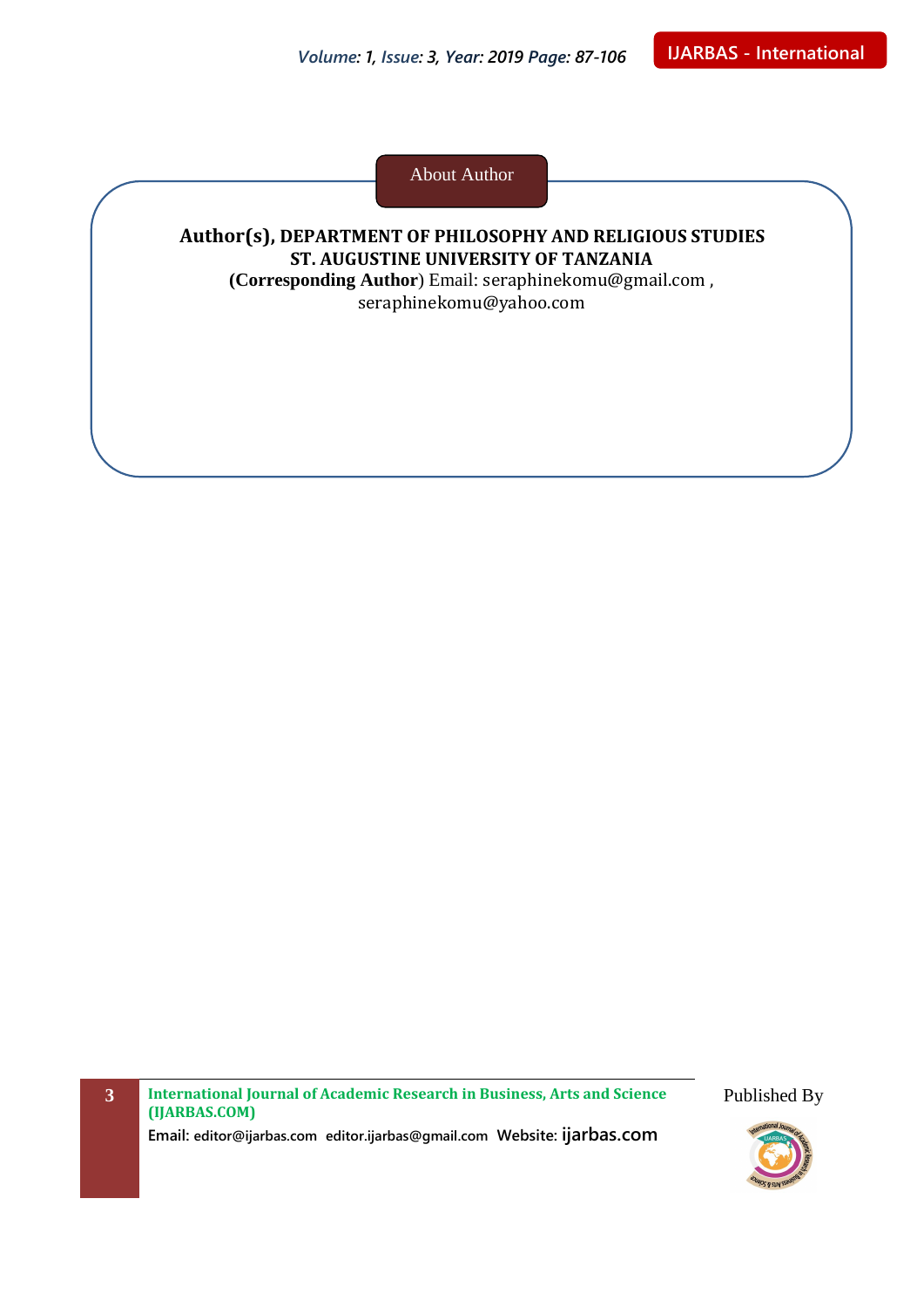## About Author

**Author(s), DEPARTMENT OF PHILOSOPHY AND RELIGIOUS STUDIES ST. AUGUSTINE UNIVERSITY OF TANZANIA**

(**Corresponding Author**) Email: seraphinekomu@gmail.com , seraphinekomu@yahoo.com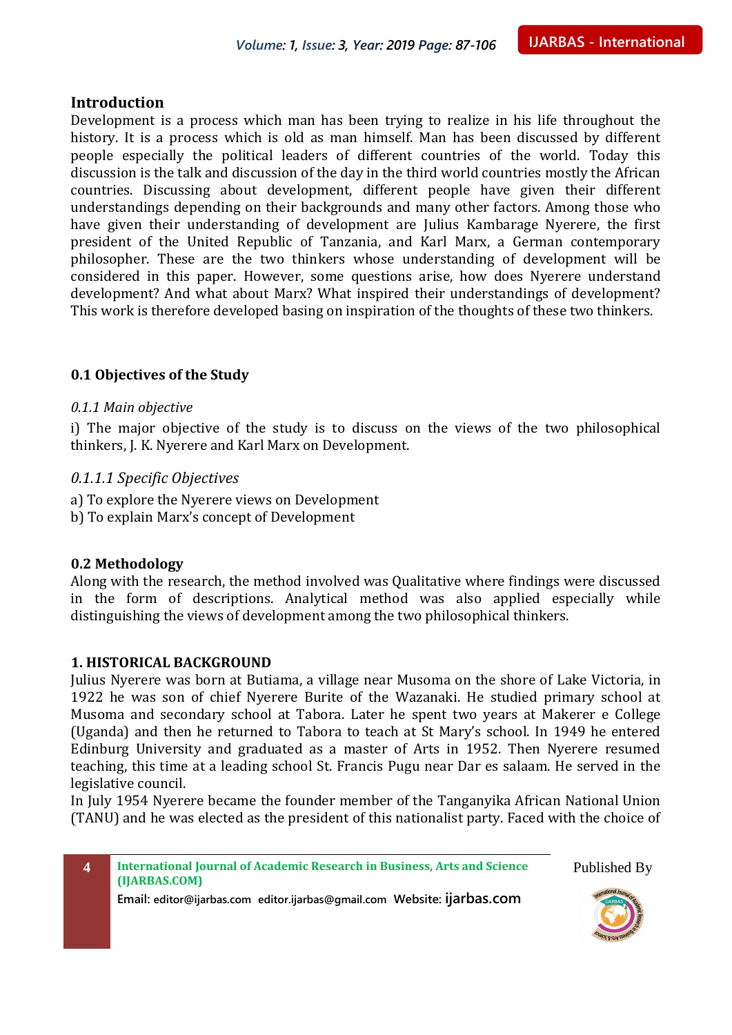## Introduction

Development is a process which man has been trying to realize in his life throughout the history. It is a process which is old as man himself. Man has been discussed by different people especially the political leaders of different countries of the world. Today this discussion is the talk and discussion of the day in the third world countries mostly the African countries. Discussing about development, different people have given their different understandings depending on their backgrounds and many other factors. Among those who have given their understanding of development are Julius Kambarage Nyerere, the first president of the United Republic of Tanzania, and Karl Marx, a German contemporary philosopher. These are the two thinkers whose understanding of development will be considered in this paper. However, some questions arise, how does Nyerere understand development? And what about Marx? What inspired their understandings of development? This work is therefore developed basing on inspiration of the thoughts of these two thinkers.

### 0.1 Objectives of the Study

*0.1.1 Main objective*

i) The major objective of the study is to discuss on the views of the two philosophical thinkers, J. K. Nyerere and Karl Marx on Development.

*0.1.1.1 Specific Objectives*

a) To explore the Nyerere views on Development
b) To explain Marx's concept of Development

### 0.2 Methodology

Along with the research, the method involved was Qualitative where findings were discussed in the form of descriptions. Analytical method was also applied especially while distinguishing the views of development among the two philosophical thinkers.

## 1. HISTORICAL BACKGROUND

Julius Nyerere was born at Butiama, a village near Musoma on the shore of Lake Victoria, in 1922 he was son of chief Nyerere Burite of the Wazanaki. He studied primary school at Musoma and secondary school at Tabora. Later he spent two years at Makerer e College (Uganda) and then he returned to Tabora to teach at St Mary's school. In 1949 he entered Edinburg University and graduated as a master of Arts in 1952. Then Nyerere resumed teaching, this time at a leading school St. Francis Pugu near Dar es salaam. He served in the legislative council.

In July 1954 Nyerere became the founder member of the Tanganyika African National Union (TANU) and he was elected as the president of this nationalist party. Faced with the choice of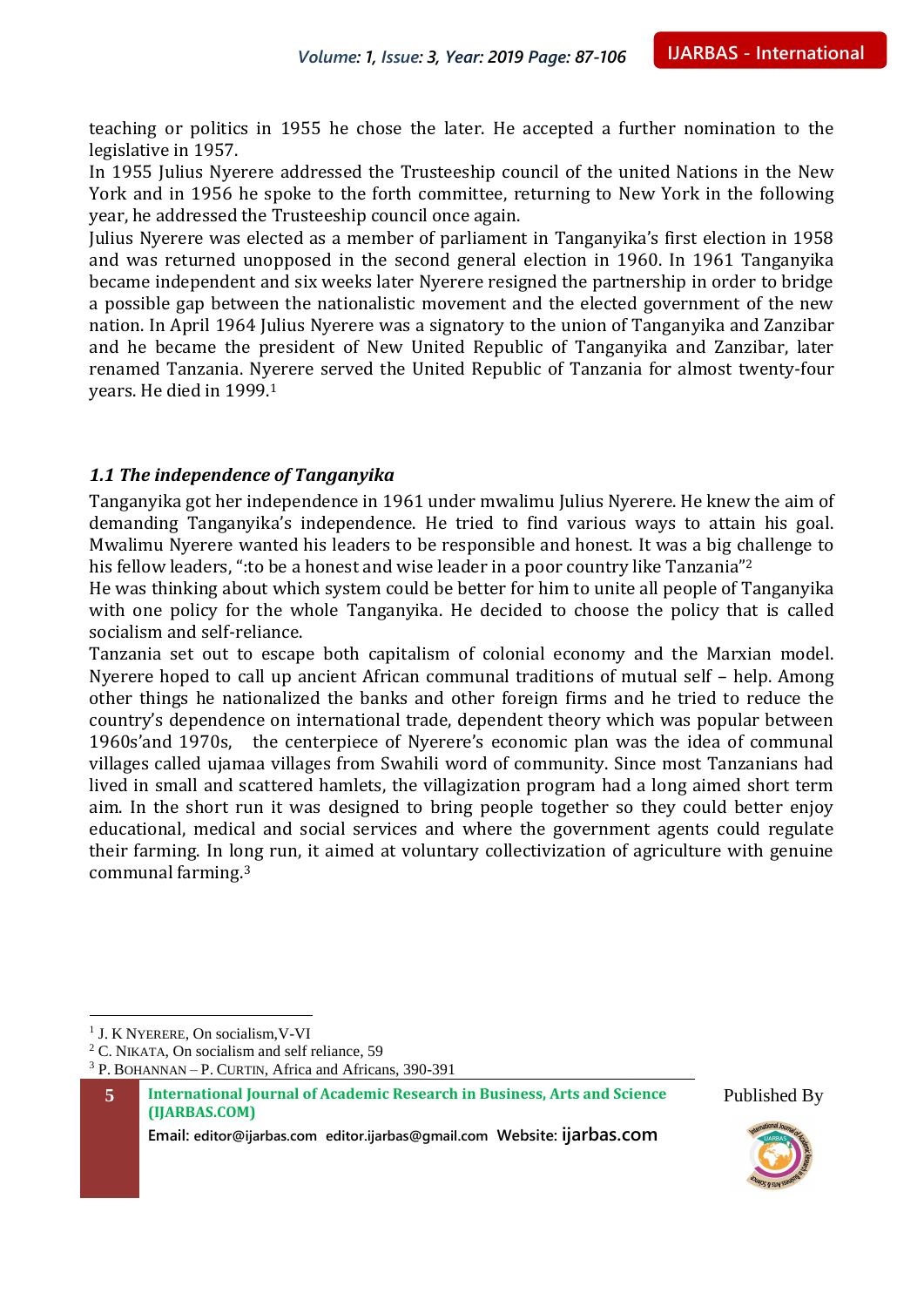teaching or politics in 1955 he chose the later. He accepted a further nomination to the legislative in 1957.

In 1955 Julius Nyerere addressed the Trusteeship council of the united Nations in the New York and in 1956 he spoke to the forth committee, returning to New York in the following year, he addressed the Trusteeship council once again.

Julius Nyerere was elected as a member of parliament in Tanganyika's first election in 1958 and was returned unopposed in the second general election in 1960. In 1961 Tanganyika became independent and six weeks later Nyerere resigned the partnership in order to bridge a possible gap between the nationalistic movement and the elected government of the new nation. In April 1964 Julius Nyerere was a signatory to the union of Tanganyika and Zanzibar and he became the president of New United Republic of Tanganyika and Zanzibar, later renamed Tanzania. Nyerere served the United Republic of Tanzania for almost twenty-four years. He died in 1999.[1]

### *1.1 The independence of Tanganyika*

Tanganyika got her independence in 1961 under mwalimu Julius Nyerere. He knew the aim of demanding Tanganyika's independence. He tried to find various ways to attain his goal. Mwalimu Nyerere wanted his leaders to be responsible and honest. It was a big challenge to his fellow leaders, ":to be a honest and wise leader in a poor country like Tanzania"[2]

He was thinking about which system could be better for him to unite all people of Tanganyika with one policy for the whole Tanganyika. He decided to choose the policy that is called socialism and self-reliance.

Tanzania set out to escape both capitalism of colonial economy and the Marxian model. Nyerere hoped to call up ancient African communal traditions of mutual self – help. Among other things he nationalized the banks and other foreign firms and he tried to reduce the country's dependence on international trade, dependent theory which was popular between 1960s'and 1970s, the centerpiece of Nyerere's economic plan was the idea of communal villages called ujamaa villages from Swahili word of community. Since most Tanzanians had lived in small and scattered hamlets, the villagization program had a long aimed short term aim. In the short run it was designed to bring people together so they could better enjoy educational, medical and social services and where the government agents could regulate their farming. In long run, it aimed at voluntary collectivization of agriculture with genuine communal farming.[3]

---

[1] J. K NYERERE, On socialism,V-VI

[2] C. NIKATA, On socialism and self reliance, 59

[3] P. BOHANNAN – P. CURTIN, Africa and Africans, 390-391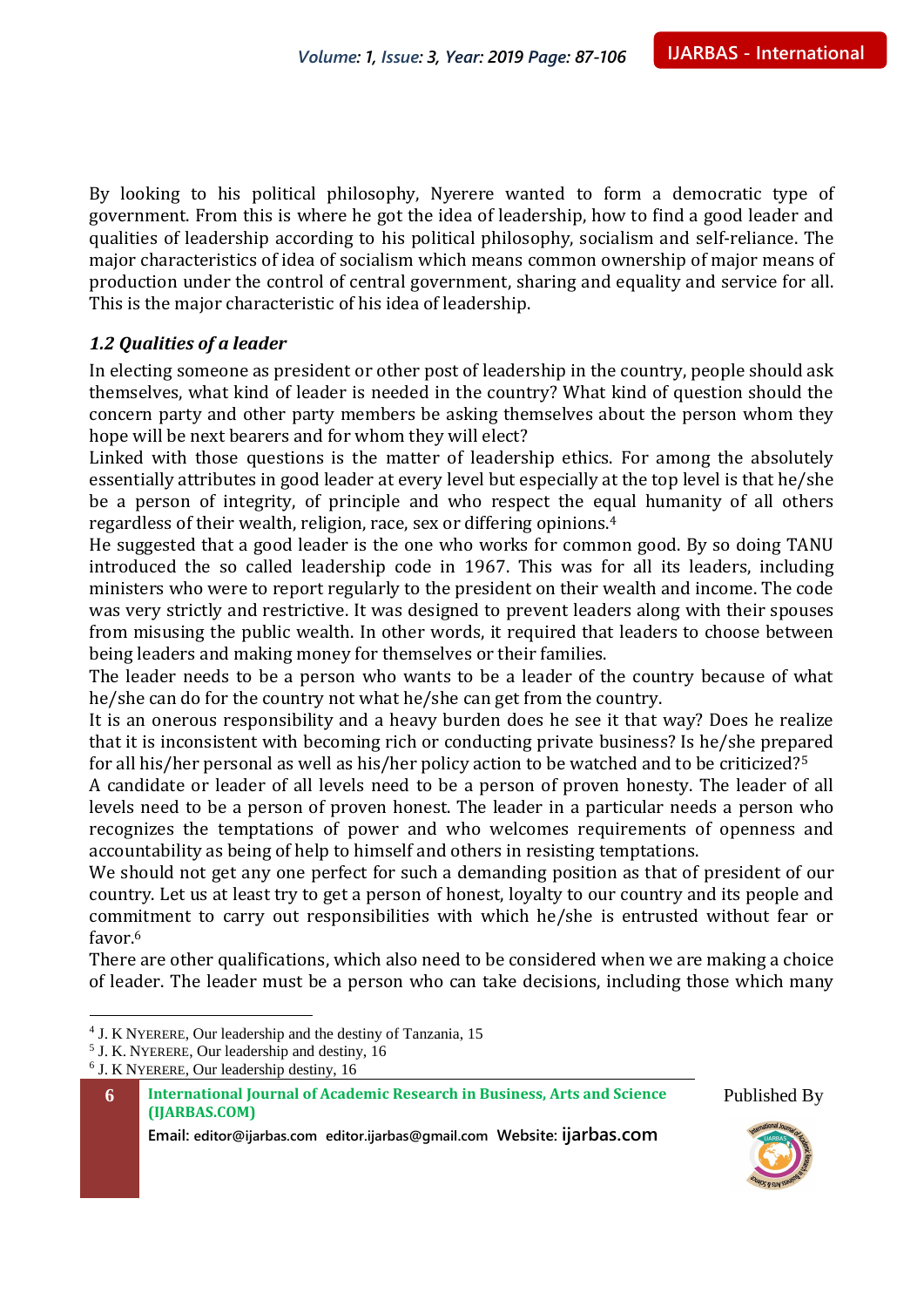By looking to his political philosophy, Nyerere wanted to form a democratic type of government. From this is where he got the idea of leadership, how to find a good leader and qualities of leadership according to his political philosophy, socialism and self-reliance. The major characteristics of idea of socialism which means common ownership of major means of production under the control of central government, sharing and equality and service for all. This is the major characteristic of his idea of leadership.

### *1.2 Qualities of a leader*

In electing someone as president or other post of leadership in the country, people should ask themselves, what kind of leader is needed in the country? What kind of question should the concern party and other party members be asking themselves about the person whom they hope will be next bearers and for whom they will elect?

Linked with those questions is the matter of leadership ethics. For among the absolutely essentially attributes in good leader at every level but especially at the top level is that he/she be a person of integrity, of principle and who respect the equal humanity of all others regardless of their wealth, religion, race, sex or differing opinions.[4]

He suggested that a good leader is the one who works for common good. By so doing TANU introduced the so called leadership code in 1967. This was for all its leaders, including ministers who were to report regularly to the president on their wealth and income. The code was very strictly and restrictive. It was designed to prevent leaders along with their spouses from misusing the public wealth. In other words, it required that leaders to choose between being leaders and making money for themselves or their families.

The leader needs to be a person who wants to be a leader of the country because of what he/she can do for the country not what he/she can get from the country.

It is an onerous responsibility and a heavy burden does he see it that way? Does he realize that it is inconsistent with becoming rich or conducting private business? Is he/she prepared for all his/her personal as well as his/her policy action to be watched and to be criticized?[5]

A candidate or leader of all levels need to be a person of proven honesty. The leader of all levels need to be a person of proven honest. The leader in a particular needs a person who recognizes the temptations of power and who welcomes requirements of openness and accountability as being of help to himself and others in resisting temptations.

We should not get any one perfect for such a demanding position as that of president of our country. Let us at least try to get a person of honest, loyalty to our country and its people and commitment to carry out responsibilities with which he/she is entrusted without fear or favor.[6]

There are other qualifications, which also need to be considered when we are making a choice of leader. The leader must be a person who can take decisions, including those which many

---

[4] J. K NYERERE, Our leadership and the destiny of Tanzania, 15

[5] J. K. NYERERE, Our leadership and destiny, 16

[6] J. K NYERERE, Our leadership destiny, 16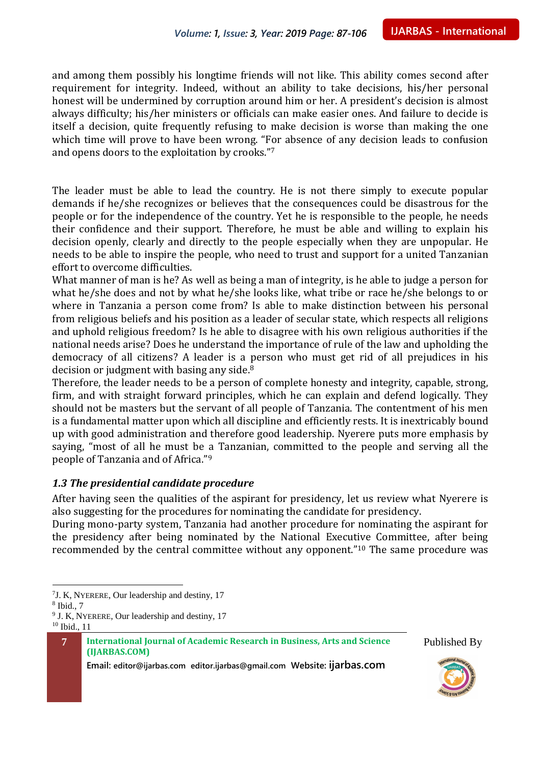and among them possibly his longtime friends will not like. This ability comes second after requirement for integrity. Indeed, without an ability to take decisions, his/her personal honest will be undermined by corruption around him or her. A president's decision is almost always difficulty; his/her ministers or officials can make easier ones. And failure to decide is itself a decision, quite frequently refusing to make decision is worse than making the one which time will prove to have been wrong. "For absence of any decision leads to confusion and opens doors to the exploitation by crooks."[7]

The leader must be able to lead the country. He is not there simply to execute popular demands if he/she recognizes or believes that the consequences could be disastrous for the people or for the independence of the country. Yet he is responsible to the people, he needs their confidence and their support. Therefore, he must be able and willing to explain his decision openly, clearly and directly to the people especially when they are unpopular. He needs to be able to inspire the people, who need to trust and support for a united Tanzanian effort to overcome difficulties.

What manner of man is he? As well as being a man of integrity, is he able to judge a person for what he/she does and not by what he/she looks like, what tribe or race he/she belongs to or where in Tanzania a person come from? Is able to make distinction between his personal from religious beliefs and his position as a leader of secular state, which respects all religions and uphold religious freedom? Is he able to disagree with his own religious authorities if the national needs arise? Does he understand the importance of rule of the law and upholding the democracy of all citizens? A leader is a person who must get rid of all prejudices in his decision or judgment with basing any side.[8]

Therefore, the leader needs to be a person of complete honesty and integrity, capable, strong, firm, and with straight forward principles, which he can explain and defend logically. They should not be masters but the servant of all people of Tanzania. The contentment of his men is a fundamental matter upon which all discipline and efficiently rests. It is inextricably bound up with good administration and therefore good leadership. Nyerere puts more emphasis by saying, "most of all he must be a Tanzanian, committed to the people and serving all the people of Tanzania and of Africa."[9]

### *1.3 The presidential candidate procedure*

After having seen the qualities of the aspirant for presidency, let us review what Nyerere is also suggesting for the procedures for nominating the candidate for presidency.

During mono-party system, Tanzania had another procedure for nominating the aspirant for the presidency after being nominated by the National Executive Committee, after being recommended by the central committee without any opponent."[10] The same procedure was

---

[7] J. K, Nyerere, Our leadership and destiny, 17

[8] Ibid., 7

[9] J. K, Nyerere, Our leadership and destiny, 17

[10] Ibid., 11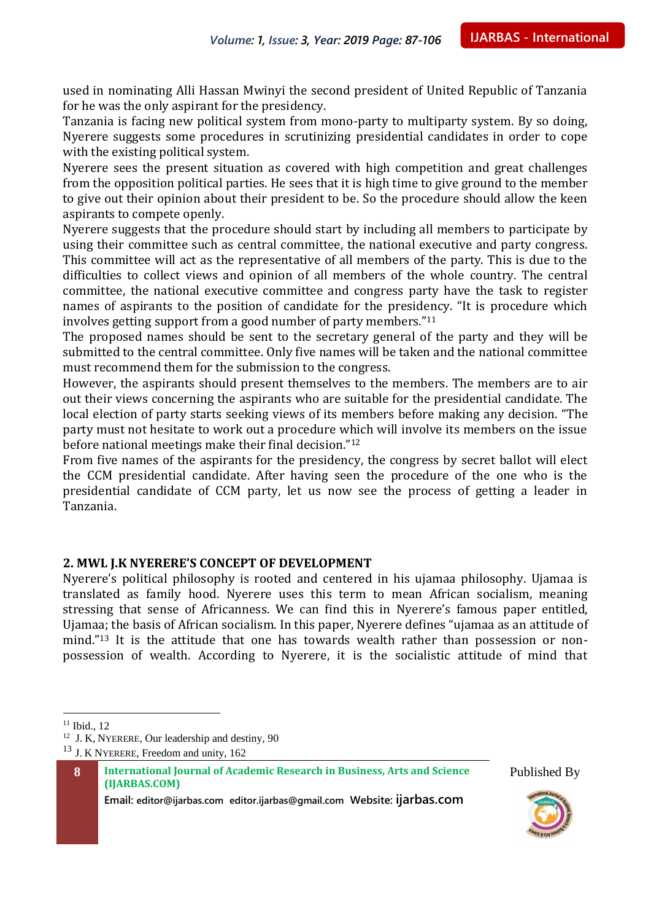used in nominating Alli Hassan Mwinyi the second president of United Republic of Tanzania for he was the only aspirant for the presidency.

Tanzania is facing new political system from mono-party to multiparty system. By so doing, Nyerere suggests some procedures in scrutinizing presidential candidates in order to cope with the existing political system.

Nyerere sees the present situation as covered with high competition and great challenges from the opposition political parties. He sees that it is high time to give ground to the member to give out their opinion about their president to be. So the procedure should allow the keen aspirants to compete openly.

Nyerere suggests that the procedure should start by including all members to participate by using their committee such as central committee, the national executive and party congress. This committee will act as the representative of all members of the party. This is due to the difficulties to collect views and opinion of all members of the whole country. The central committee, the national executive committee and congress party have the task to register names of aspirants to the position of candidate for the presidency. "It is procedure which involves getting support from a good number of party members."[11]

The proposed names should be sent to the secretary general of the party and they will be submitted to the central committee. Only five names will be taken and the national committee must recommend them for the submission to the congress.

However, the aspirants should present themselves to the members. The members are to air out their views concerning the aspirants who are suitable for the presidential candidate. The local election of party starts seeking views of its members before making any decision. "The party must not hesitate to work out a procedure which will involve its members on the issue before national meetings make their final decision."[12]

From five names of the aspirants for the presidency, the congress by secret ballot will elect the CCM presidential candidate. After having seen the procedure of the one who is the presidential candidate of CCM party, let us now see the process of getting a leader in Tanzania.

## 2. MWL J.K NYERERE'S CONCEPT OF DEVELOPMENT

Nyerere's political philosophy is rooted and centered in his ujamaa philosophy. Ujamaa is translated as family hood. Nyerere uses this term to mean African socialism, meaning stressing that sense of Africanness. We can find this in Nyerere's famous paper entitled, Ujamaa; the basis of African socialism. In this paper, Nyerere defines "ujamaa as an attitude of mind."[13] It is the attitude that one has towards wealth rather than possession or non-possession of wealth. According to Nyerere, it is the socialistic attitude of mind that

---

[11] Ibid., 12

[12] J. K, NYERERE, Our leadership and destiny, 90

[13] J. K NYERERE, Freedom and unity, 162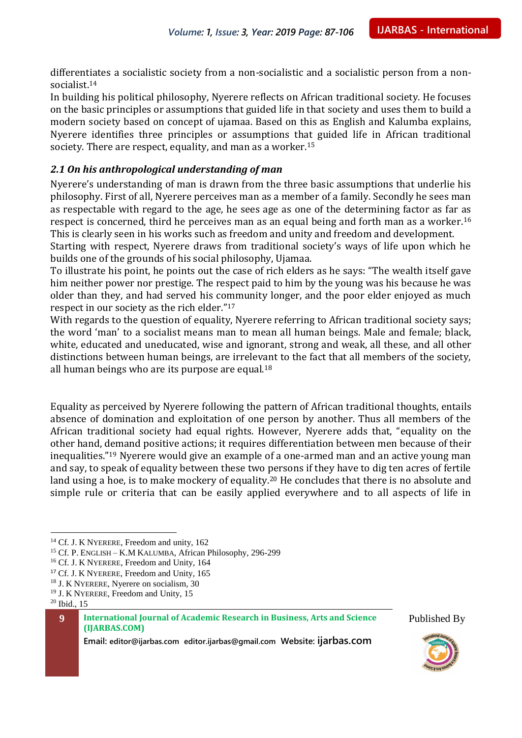differentiates a socialistic society from a non-socialistic and a socialistic person from a non-socialist.[14]

In building his political philosophy, Nyerere reflects on African traditional society. He focuses on the basic principles or assumptions that guided life in that society and uses them to build a modern society based on concept of ujamaa. Based on this as English and Kalumba explains, Nyerere identifies three principles or assumptions that guided life in African traditional society. There are respect, equality, and man as a worker.[15]

### *2.1 On his anthropological understanding of man*

Nyerere's understanding of man is drawn from the three basic assumptions that underlie his philosophy. First of all, Nyerere perceives man as a member of a family. Secondly he sees man as respectable with regard to the age, he sees age as one of the determining factor as far as respect is concerned, third he perceives man as an equal being and forth man as a worker.[16] This is clearly seen in his works such as freedom and unity and freedom and development.

Starting with respect, Nyerere draws from traditional society's ways of life upon which he builds one of the grounds of his social philosophy, Ujamaa.

To illustrate his point, he points out the case of rich elders as he says: "The wealth itself gave him neither power nor prestige. The respect paid to him by the young was his because he was older than they, and had served his community longer, and the poor elder enjoyed as much respect in our society as the rich elder."[17]

With regards to the question of equality, Nyerere referring to African traditional society says; the word 'man' to a socialist means man to mean all human beings. Male and female; black, white, educated and uneducated, wise and ignorant, strong and weak, all these, and all other distinctions between human beings, are irrelevant to the fact that all members of the society, all human beings who are its purpose are equal.[18]

Equality as perceived by Nyerere following the pattern of African traditional thoughts, entails absence of domination and exploitation of one person by another. Thus all members of the African traditional society had equal rights. However, Nyerere adds that, "equality on the other hand, demand positive actions; it requires differentiation between men because of their inequalities."[19] Nyerere would give an example of a one-armed man and an active young man and say, to speak of equality between these two persons if they have to dig ten acres of fertile land using a hoe, is to make mockery of equality.[20] He concludes that there is no absolute and simple rule or criteria that can be easily applied everywhere and to all aspects of life in

---

[14] Cf. J. K NYERERE, Freedom and unity, 162

[15] Cf. P. ENGLISH – K.M KALUMBA, African Philosophy, 296-299

[16] Cf. J. K NYERERE, Freedom and Unity, 164

[17] Cf. J. K NYERERE, Freedom and Unity, 165

[18] J. K NYERERE, Nyerere on socialism, 30

[19] J. K NYERERE, Freedom and Unity, 15

[20] Ibid., 15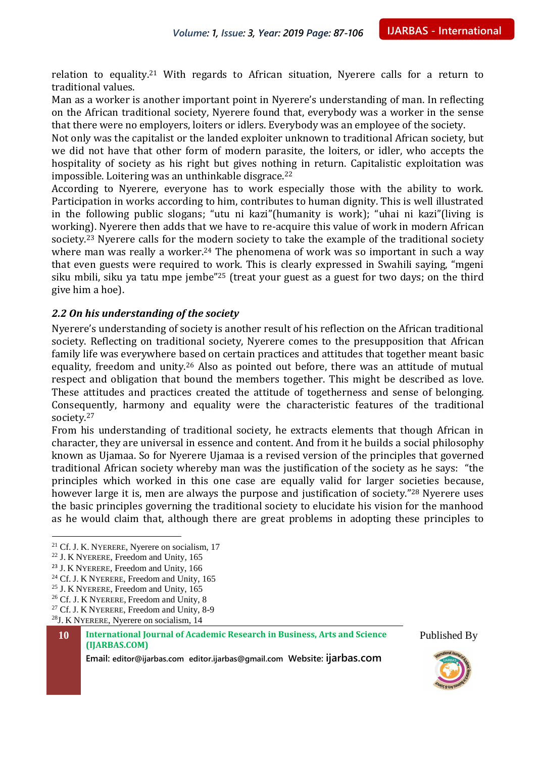relation to equality.[21] With regards to African situation, Nyerere calls for a return to traditional values.

Man as a worker is another important point in Nyerere's understanding of man. In reflecting on the African traditional society, Nyerere found that, everybody was a worker in the sense that there were no employers, loiters or idlers. Everybody was an employee of the society.

Not only was the capitalist or the landed exploiter unknown to traditional African society, but we did not have that other form of modern parasite, the loiters, or idler, who accepts the hospitality of society as his right but gives nothing in return. Capitalistic exploitation was impossible. Loitering was an unthinkable disgrace.[22]

According to Nyerere, everyone has to work especially those with the ability to work. Participation in works according to him, contributes to human dignity. This is well illustrated in the following public slogans; "utu ni kazi"(humanity is work); "uhai ni kazi"(living is working). Nyerere then adds that we have to re-acquire this value of work in modern African society.[23] Nyerere calls for the modern society to take the example of the traditional society where man was really a worker.[24] The phenomena of work was so important in such a way that even guests were required to work. This is clearly expressed in Swahili saying, "mgeni siku mbili, siku ya tatu mpe jembe"[25] (treat your guest as a guest for two days; on the third give him a hoe).

### *2.2 On his understanding of the society*

Nyerere's understanding of society is another result of his reflection on the African traditional society. Reflecting on traditional society, Nyerere comes to the presupposition that African family life was everywhere based on certain practices and attitudes that together meant basic equality, freedom and unity.[26] Also as pointed out before, there was an attitude of mutual respect and obligation that bound the members together. This might be described as love. These attitudes and practices created the attitude of togetherness and sense of belonging. Consequently, harmony and equality were the characteristic features of the traditional society.[27]

From his understanding of traditional society, he extracts elements that though African in character, they are universal in essence and content. And from it he builds a social philosophy known as Ujamaa. So for Nyerere Ujamaa is a revised version of the principles that governed traditional African society whereby man was the justification of the society as he says: "the principles which worked in this one case are equally valid for larger societies because, however large it is, men are always the purpose and justification of society."[28] Nyerere uses the basic principles governing the traditional society to elucidate his vision for the manhood as he would claim that, although there are great problems in adopting these principles to

---

[21] Cf. J. K. NYERERE, Nyerere on socialism, 17
[22] J. K NYERERE, Freedom and Unity, 165
[23] J. K NYERERE, Freedom and Unity, 166
[24] Cf. J. K NYERERE, Freedom and Unity, 165
[25] J. K NYERERE, Freedom and Unity, 165
[26] Cf. J. K NYERERE, Freedom and Unity, 8
[27] Cf. J. K NYERERE, Freedom and Unity, 8-9
[28] J. K NYERERE, Nyerere on socialism, 14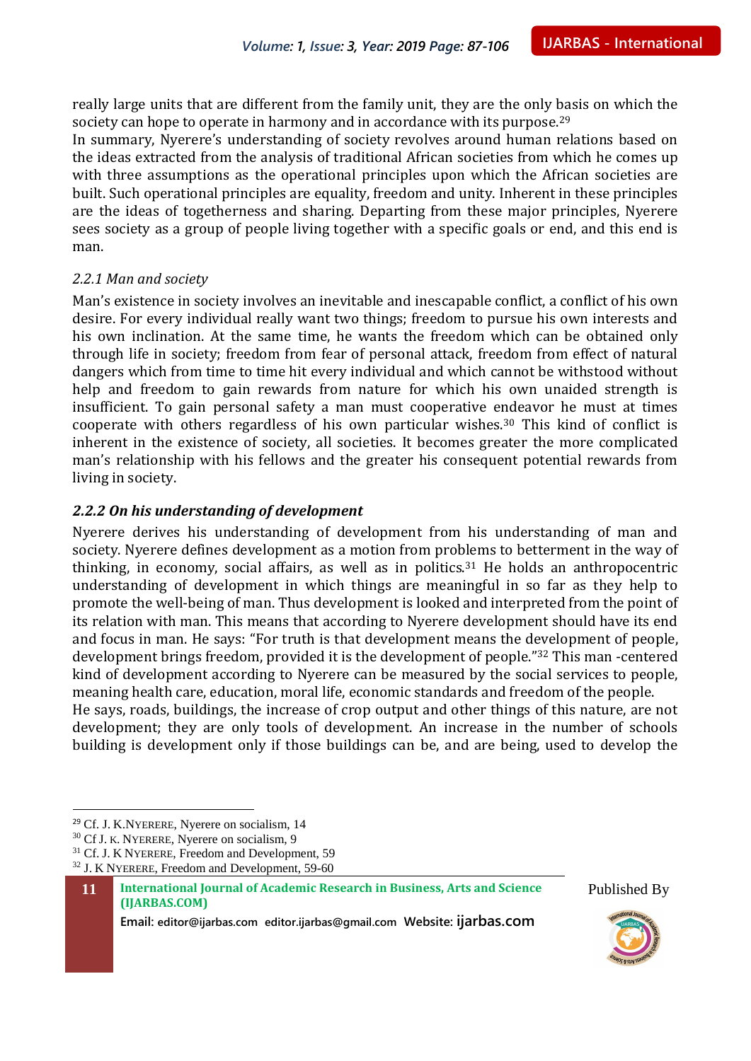really large units that are different from the family unit, they are the only basis on which the society can hope to operate in harmony and in accordance with its purpose.[29]

In summary, Nyerere's understanding of society revolves around human relations based on the ideas extracted from the analysis of traditional African societies from which he comes up with three assumptions as the operational principles upon which the African societies are built. Such operational principles are equality, freedom and unity. Inherent in these principles are the ideas of togetherness and sharing. Departing from these major principles, Nyerere sees society as a group of people living together with a specific goals or end, and this end is man.

*2.2.1 Man and society*

Man's existence in society involves an inevitable and inescapable conflict, a conflict of his own desire. For every individual really want two things; freedom to pursue his own interests and his own inclination. At the same time, he wants the freedom which can be obtained only through life in society; freedom from fear of personal attack, freedom from effect of natural dangers which from time to time hit every individual and which cannot be withstood without help and freedom to gain rewards from nature for which his own unaided strength is insufficient. To gain personal safety a man must cooperative endeavor he must at times cooperate with others regardless of his own particular wishes.[30] This kind of conflict is inherent in the existence of society, all societies. It becomes greater the more complicated man's relationship with his fellows and the greater his consequent potential rewards from living in society.

### *2.2.2 On his understanding of development*

Nyerere derives his understanding of development from his understanding of man and society. Nyerere defines development as a motion from problems to betterment in the way of thinking, in economy, social affairs, as well as in politics.[31] He holds an anthropocentric understanding of development in which things are meaningful in so far as they help to promote the well-being of man. Thus development is looked and interpreted from the point of its relation with man. This means that according to Nyerere development should have its end and focus in man. He says: "For truth is that development means the development of people, development brings freedom, provided it is the development of people."[32] This man -centered kind of development according to Nyerere can be measured by the social services to people, meaning health care, education, moral life, economic standards and freedom of the people.

He says, roads, buildings, the increase of crop output and other things of this nature, are not development; they are only tools of development. An increase in the number of schools building is development only if those buildings can be, and are being, used to develop the

[29] Cf. J. K.NYERERE, Nyerere on socialism, 14
[30] Cf J. K. NYERERE, Nyerere on socialism, 9
[31] Cf. J. K NYERERE, Freedom and Development, 59
[32] J. K NYERERE, Freedom and Development, 59-60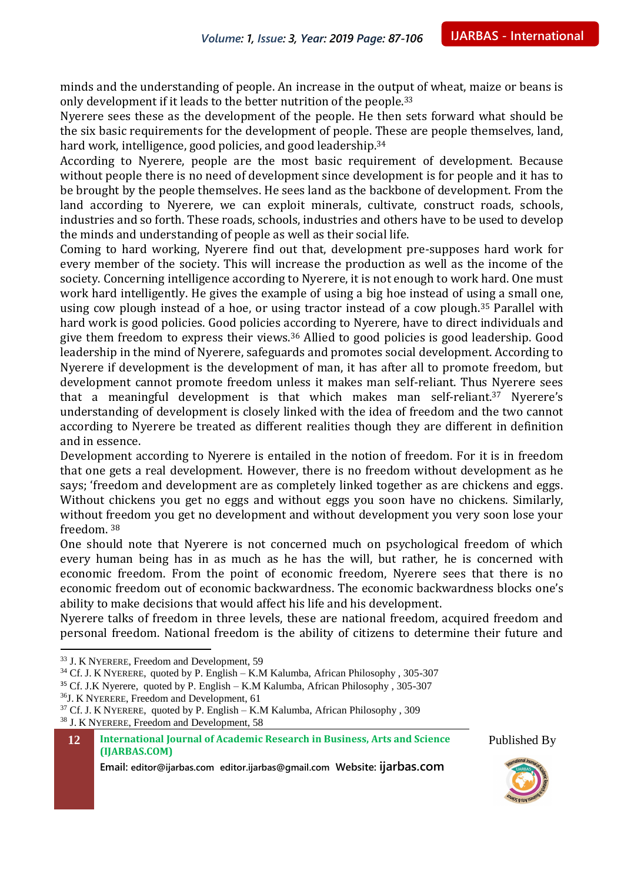minds and the understanding of people. An increase in the output of wheat, maize or beans is only development if it leads to the better nutrition of the people.[33]

Nyerere sees these as the development of the people. He then sets forward what should be the six basic requirements for the development of people. These are people themselves, land, hard work, intelligence, good policies, and good leadership.[34]

According to Nyerere, people are the most basic requirement of development. Because without people there is no need of development since development is for people and it has to be brought by the people themselves. He sees land as the backbone of development. From the land according to Nyerere, we can exploit minerals, cultivate, construct roads, schools, industries and so forth. These roads, schools, industries and others have to be used to develop the minds and understanding of people as well as their social life.

Coming to hard working, Nyerere find out that, development pre-supposes hard work for every member of the society. This will increase the production as well as the income of the society. Concerning intelligence according to Nyerere, it is not enough to work hard. One must work hard intelligently. He gives the example of using a big hoe instead of using a small one, using cow plough instead of a hoe, or using tractor instead of a cow plough.[35] Parallel with hard work is good policies. Good policies according to Nyerere, have to direct individuals and give them freedom to express their views.[36] Allied to good policies is good leadership. Good leadership in the mind of Nyerere, safeguards and promotes social development. According to Nyerere if development is the development of man, it has after all to promote freedom, but development cannot promote freedom unless it makes man self-reliant. Thus Nyerere sees that a meaningful development is that which makes man self-reliant.[37] Nyerere's understanding of development is closely linked with the idea of freedom and the two cannot according to Nyerere be treated as different realities though they are different in definition and in essence.

Development according to Nyerere is entailed in the notion of freedom. For it is in freedom that one gets a real development. However, there is no freedom without development as he says; 'freedom and development are as completely linked together as are chickens and eggs. Without chickens you get no eggs and without eggs you soon have no chickens. Similarly, without freedom you get no development and without development you very soon lose your freedom. [38]

One should note that Nyerere is not concerned much on psychological freedom of which every human being has in as much as he has the will, but rather, he is concerned with economic freedom. From the point of economic freedom, Nyerere sees that there is no economic freedom out of economic backwardness. The economic backwardness blocks one's ability to make decisions that would affect his life and his development.

Nyerere talks of freedom in three levels, these are national freedom, acquired freedom and personal freedom. National freedom is the ability of citizens to determine their future and

---

[33] J. K NYERERE, Freedom and Development, 59

[34] Cf. J. K NYERERE, quoted by P. English – K.M Kalumba, African Philosophy , 305-307

[35] Cf. J.K Nyerere, quoted by P. English – K.M Kalumba, African Philosophy , 305-307

[36] J. K NYERERE, Freedom and Development, 61

[37] Cf. J. K NYERERE, quoted by P. English – K.M Kalumba, African Philosophy , 309

[38] J. K NYERERE, Freedom and Development, 58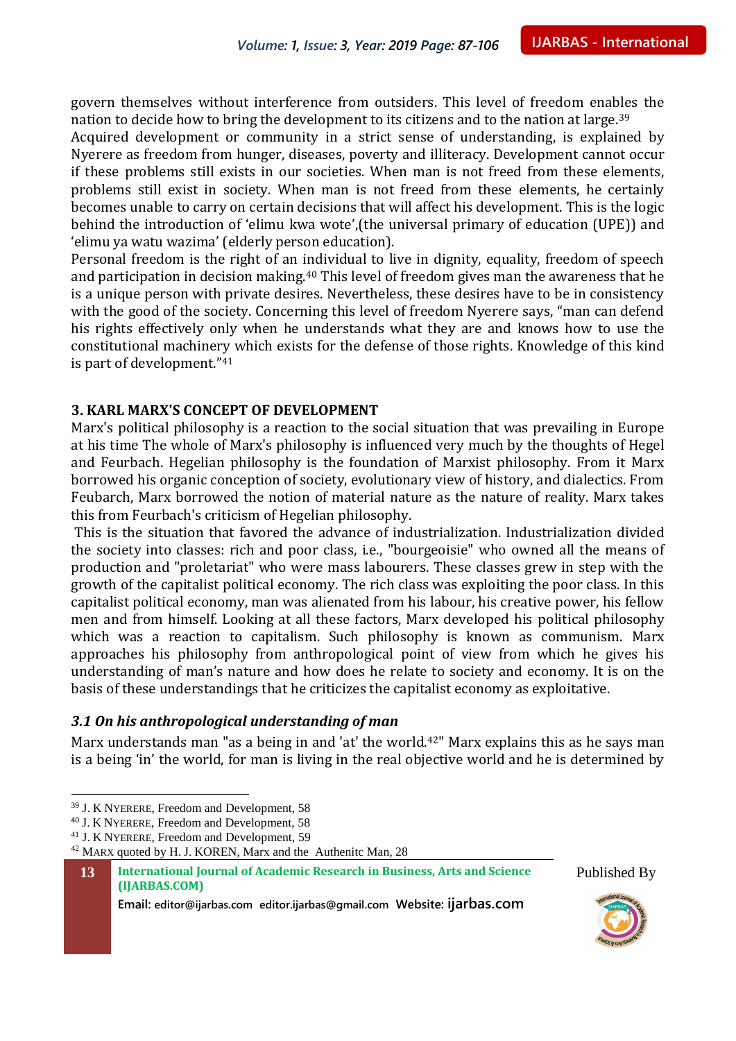govern themselves without interference from outsiders. This level of freedom enables the nation to decide how to bring the development to its citizens and to the nation at large.[39]

Acquired development or community in a strict sense of understanding, is explained by Nyerere as freedom from hunger, diseases, poverty and illiteracy. Development cannot occur if these problems still exists in our societies. When man is not freed from these elements, problems still exist in society. When man is not freed from these elements, he certainly becomes unable to carry on certain decisions that will affect his development. This is the logic behind the introduction of 'elimu kwa wote',(the universal primary of education (UPE)) and 'elimu ya watu wazima' (elderly person education).

Personal freedom is the right of an individual to live in dignity, equality, freedom of speech and participation in decision making.[40] This level of freedom gives man the awareness that he is a unique person with private desires. Nevertheless, these desires have to be in consistency with the good of the society. Concerning this level of freedom Nyerere says, "man can defend his rights effectively only when he understands what they are and knows how to use the constitutional machinery which exists for the defense of those rights. Knowledge of this kind is part of development."[41]

## 3. KARL MARX'S CONCEPT OF DEVELOPMENT

Marx's political philosophy is a reaction to the social situation that was prevailing in Europe at his time The whole of Marx's philosophy is influenced very much by the thoughts of Hegel and Feurbach. Hegelian philosophy is the foundation of Marxist philosophy. From it Marx borrowed his organic conception of society, evolutionary view of history, and dialectics. From Feubarch, Marx borrowed the notion of material nature as the nature of reality. Marx takes this from Feurbach's criticism of Hegelian philosophy.

This is the situation that favored the advance of industrialization. Industrialization divided the society into classes: rich and poor class, i.e., "bourgeoisie" who owned all the means of production and "proletariat" who were mass labourers. These classes grew in step with the growth of the capitalist political economy. The rich class was exploiting the poor class. In this capitalist political economy, man was alienated from his labour, his creative power, his fellow men and from himself. Looking at all these factors, Marx developed his political philosophy which was a reaction to capitalism. Such philosophy is known as communism. Marx approaches his philosophy from anthropological point of view from which he gives his understanding of man's nature and how does he relate to society and economy. It is on the basis of these understandings that he criticizes the capitalist economy as exploitative.

### *3.1 On his anthropological understanding of man*

Marx understands man "as a being in and 'at' the world.[42]" Marx explains this as he says man is a being 'in' the world, for man is living in the real objective world and he is determined by

---

[39] J. K NYERERE, Freedom and Development, 58

[40] J. K NYERERE, Freedom and Development, 58

[41] J. K NYERERE, Freedom and Development, 59

[42] MARX quoted by H. J. KOREN, Marx and the Authenitc Man, 28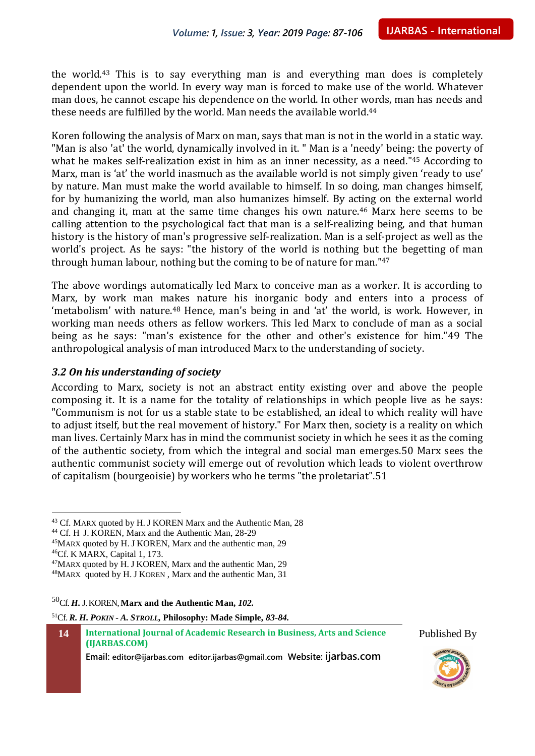the world.[43] This is to say everything man is and everything man does is completely dependent upon the world. In every way man is forced to make use of the world. Whatever man does, he cannot escape his dependence on the world. In other words, man has needs and these needs are fulfilled by the world. Man needs the available world.[44]

Koren following the analysis of Marx on man, says that man is not in the world in a static way. "Man is also 'at' the world, dynamically involved in it. " Man is a 'needy' being: the poverty of what he makes self-realization exist in him as an inner necessity, as a need."[45] According to Marx, man is 'at' the world inasmuch as the available world is not simply given 'ready to use' by nature. Man must make the world available to himself. In so doing, man changes himself, for by humanizing the world, man also humanizes himself. By acting on the external world and changing it, man at the same time changes his own nature.[46] Marx here seems to be calling attention to the psychological fact that man is a self-realizing being, and that human history is the history of man's progressive self-realization. Man is a self-project as well as the world's project. As he says: "the history of the world is nothing but the begetting of man through human labour, nothing but the coming to be of nature for man."[47]

The above wordings automatically led Marx to conceive man as a worker. It is according to Marx, by work man makes nature his inorganic body and enters into a process of 'metabolism' with nature.[48] Hence, man's being in and 'at' the world, is work. However, in working man needs others as fellow workers. This led Marx to conclude of man as a social being as he says: "man's existence for the other and other's existence for him."49 The anthropological analysis of man introduced Marx to the understanding of society.

### *3.2 On his understanding of society*

According to Marx, society is not an abstract entity existing over and above the people composing it. It is a name for the totality of relationships in which people live as he says: "Communism is not for us a stable state to be established, an ideal to which reality will have to adjust itself, but the real movement of history." For Marx then, society is a reality on which man lives. Certainly Marx has in mind the communist society in which he sees it as the coming of the authentic society, from which the integral and social man emerges.50 Marx sees the authentic communist society will emerge out of revolution which leads to violent overthrow of capitalism (bourgeoisie) by workers who he terms "the proletariat".51

---

[43] Cf. MARX quoted by H. J KOREN Marx and the Authentic Man, 28

[44] Cf. H J. KOREN, Marx and the Authentic Man, 28-29

[45] MARX quoted by H. J KOREN, Marx and the authentic man, 29

[46] Cf. K MARX, Capital 1, 173.

[47] MARX quoted by H. J KOREN, Marx and the authentic Man, 29

[48] MARX quoted by H. J KOREN , Marx and the authentic Man, 31

[50] Cf. ***H.*** J. KOREN, **Marx and the Authentic Man, *102.***

[51] Cf. ***R. H. POKIN - A. STROLL,*** **Philosophy: Made Simple, *83-84.***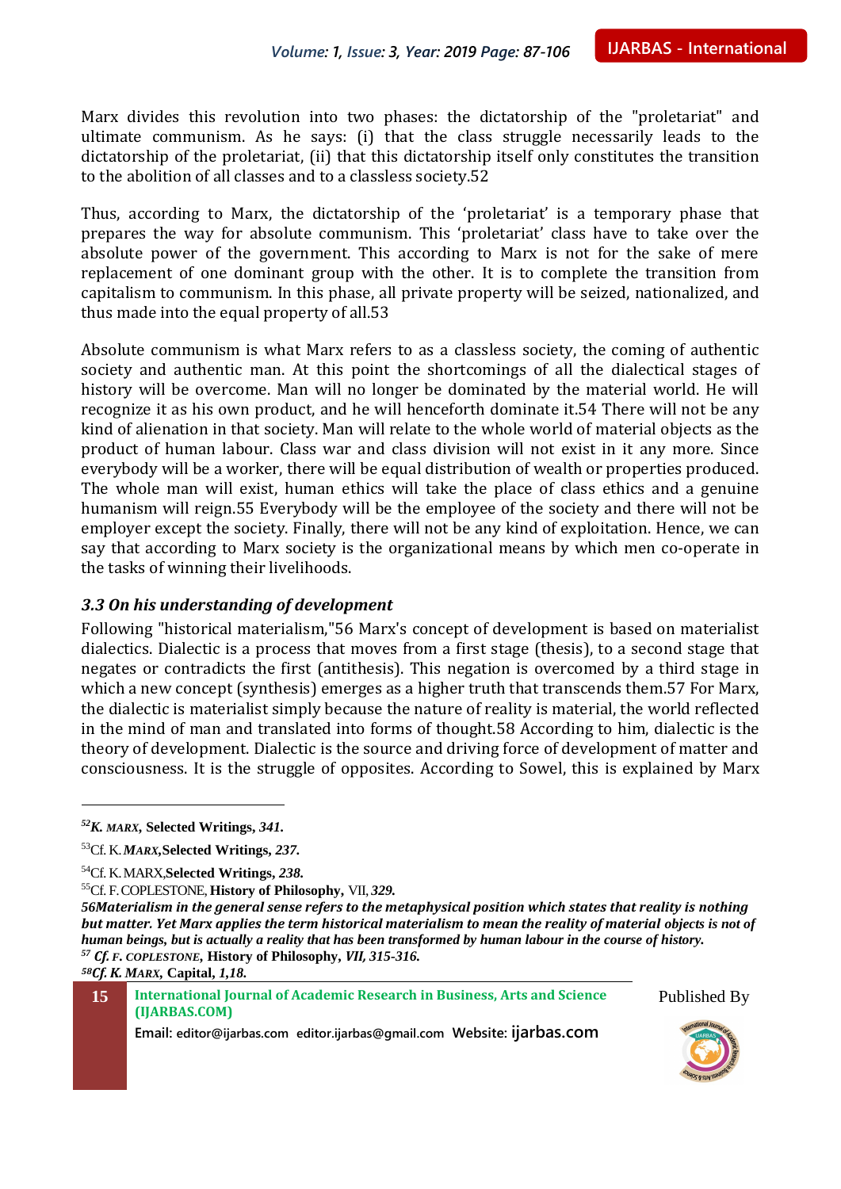Marx divides this revolution into two phases: the dictatorship of the "proletariat" and ultimate communism. As he says: (i) that the class struggle necessarily leads to the dictatorship of the proletariat, (ii) that this dictatorship itself only constitutes the transition to the abolition of all classes and to a classless society.52

Thus, according to Marx, the dictatorship of the 'proletariat' is a temporary phase that prepares the way for absolute communism. This 'proletariat' class have to take over the absolute power of the government. This according to Marx is not for the sake of mere replacement of one dominant group with the other. It is to complete the transition from capitalism to communism. In this phase, all private property will be seized, nationalized, and thus made into the equal property of all.53

Absolute communism is what Marx refers to as a classless society, the coming of authentic society and authentic man. At this point the shortcomings of all the dialectical stages of history will be overcome. Man will no longer be dominated by the material world. He will recognize it as his own product, and he will henceforth dominate it.54 There will not be any kind of alienation in that society. Man will relate to the whole world of material objects as the product of human labour. Class war and class division will not exist in it any more. Since everybody will be a worker, there will be equal distribution of wealth or properties produced. The whole man will exist, human ethics will take the place of class ethics and a genuine humanism will reign.55 Everybody will be the employee of the society and there will not be employer except the society. Finally, there will not be any kind of exploitation. Hence, we can say that according to Marx society is the organizational means by which men co-operate in the tasks of winning their livelihoods.

### *3.3 On his understanding of development*

Following "historical materialism,"56 Marx's concept of development is based on materialist dialectics. Dialectic is a process that moves from a first stage (thesis), to a second stage that negates or contradicts the first (antithesis). This negation is overcome by a third stage in which a new concept (synthesis) emerges as a higher truth that transcends them.57 For Marx, the dialectic is materialist simply because the nature of reality is material, the world reflected in the mind of man and translated into forms of thought.58 According to him, dialectic is the theory of development. Dialectic is the source and driving force of development of matter and consciousness. It is the struggle of opposites. According to Sowel, this is explained by Marx

---

[52] *K. MARX*, **Selected Writings**, *341.*

[53] Cf. K. *MARX*, **Selected Writings**, *237.*

[54] Cf. K. MARX, **Selected Writings**, *238.*

[55] Cf. F. COPLESTONE, **History of Philosophy**, VII, *329.*

***56Materialism in the general sense refers to the metaphysical position which states that reality is nothing but matter. Yet Marx applies the term historical materialism to mean the reality of material objects is not of human beings, but is actually a reality that has been transformed by human labour in the course of history.***

[57] ***Cf. F. COPLESTONE*, History of Philosophy, *VII, 315-316.***

[58] ***Cf. K. MARX*, Capital, *1,18.***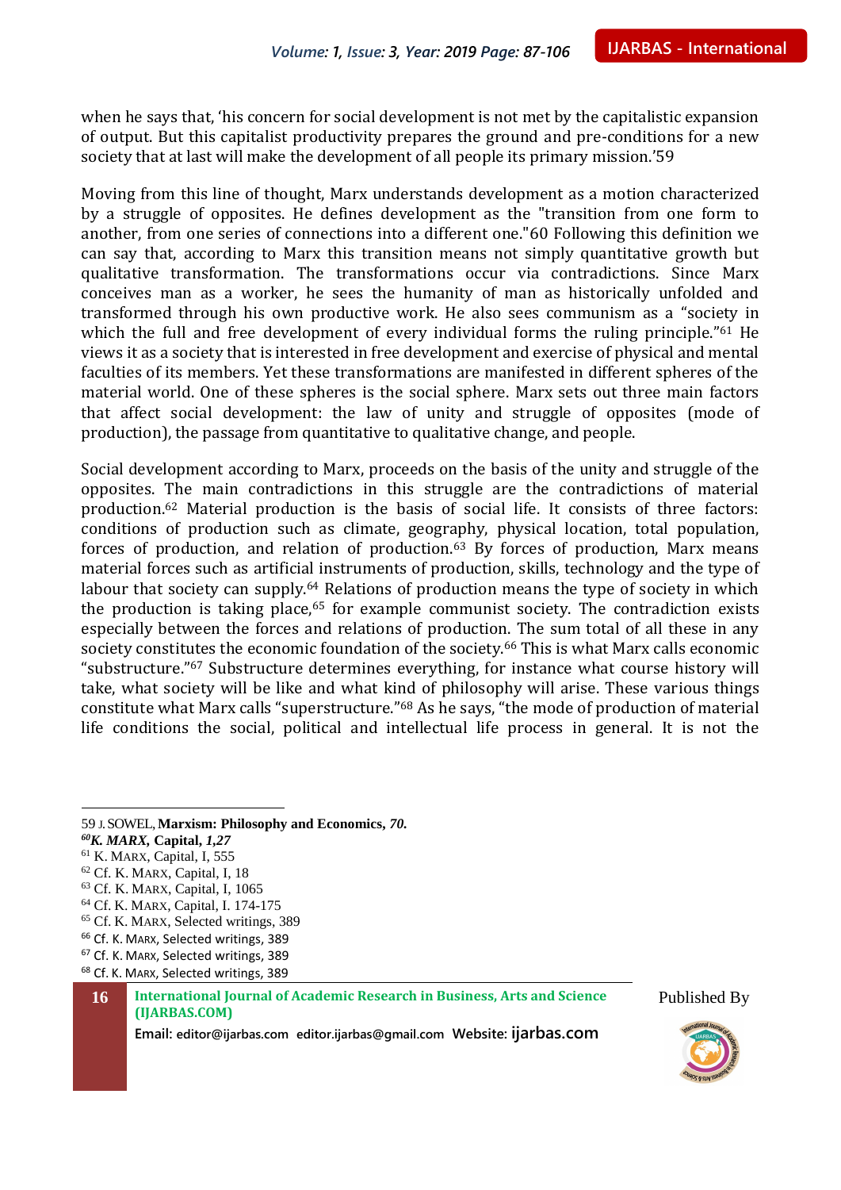when he says that, 'his concern for social development is not met by the capitalistic expansion of output. But this capitalist productivity prepares the ground and pre-conditions for a new society that at last will make the development of all people its primary mission.'59

Moving from this line of thought, Marx understands development as a motion characterized by a struggle of opposites. He defines development as the "transition from one form to another, from one series of connections into a different one."60 Following this definition we can say that, according to Marx this transition means not simply quantitative growth but qualitative transformation. The transformations occur via contradictions. Since Marx conceives man as a worker, he sees the humanity of man as historically unfolded and transformed through his own productive work. He also sees communism as a "society in which the full and free development of every individual forms the ruling principle."[61] He views it as a society that is interested in free development and exercise of physical and mental faculties of its members. Yet these transformations are manifested in different spheres of the material world. One of these spheres is the social sphere. Marx sets out three main factors that affect social development: the law of unity and struggle of opposites (mode of production), the passage from quantitative to qualitative change, and people.

Social development according to Marx, proceeds on the basis of the unity and struggle of the opposites. The main contradictions in this struggle are the contradictions of material production.[62] Material production is the basis of social life. It consists of three factors: conditions of production such as climate, geography, physical location, total population, forces of production, and relation of production.[63] By forces of production, Marx means material forces such as artificial instruments of production, skills, technology and the type of labour that society can supply.[64] Relations of production means the type of society in which the production is taking place,[65] for example communist society. The contradiction exists especially between the forces and relations of production. The sum total of all these in any society constitutes the economic foundation of the society.[66] This is what Marx calls economic "substructure."[67] Substructure determines everything, for instance what course history will take, what society will be like and what kind of philosophy will arise. These various things constitute what Marx calls "superstructure."[68] As he says, "the mode of production of material life conditions the social, political and intellectual life process in general. It is not the

---

59 J. SOWEL, **Marxism: Philosophy and Economics,** ***70.***

[60]***K. MARX,*** **Capital,** ***1,27***

[61] K. MARX, Capital, I, 555

[62] Cf. K. MARX, Capital, I, 18

[63] Cf. K. MARX, Capital, I, 1065

[64] Cf. K. MARX, Capital, I. 174-175

[65] Cf. K. MARX, Selected writings, 389

[66] Cf. K. MARX, Selected writings, 389

[67] Cf. K. MARX, Selected writings, 389

[68] Cf. K. MARX, Selected writings, 389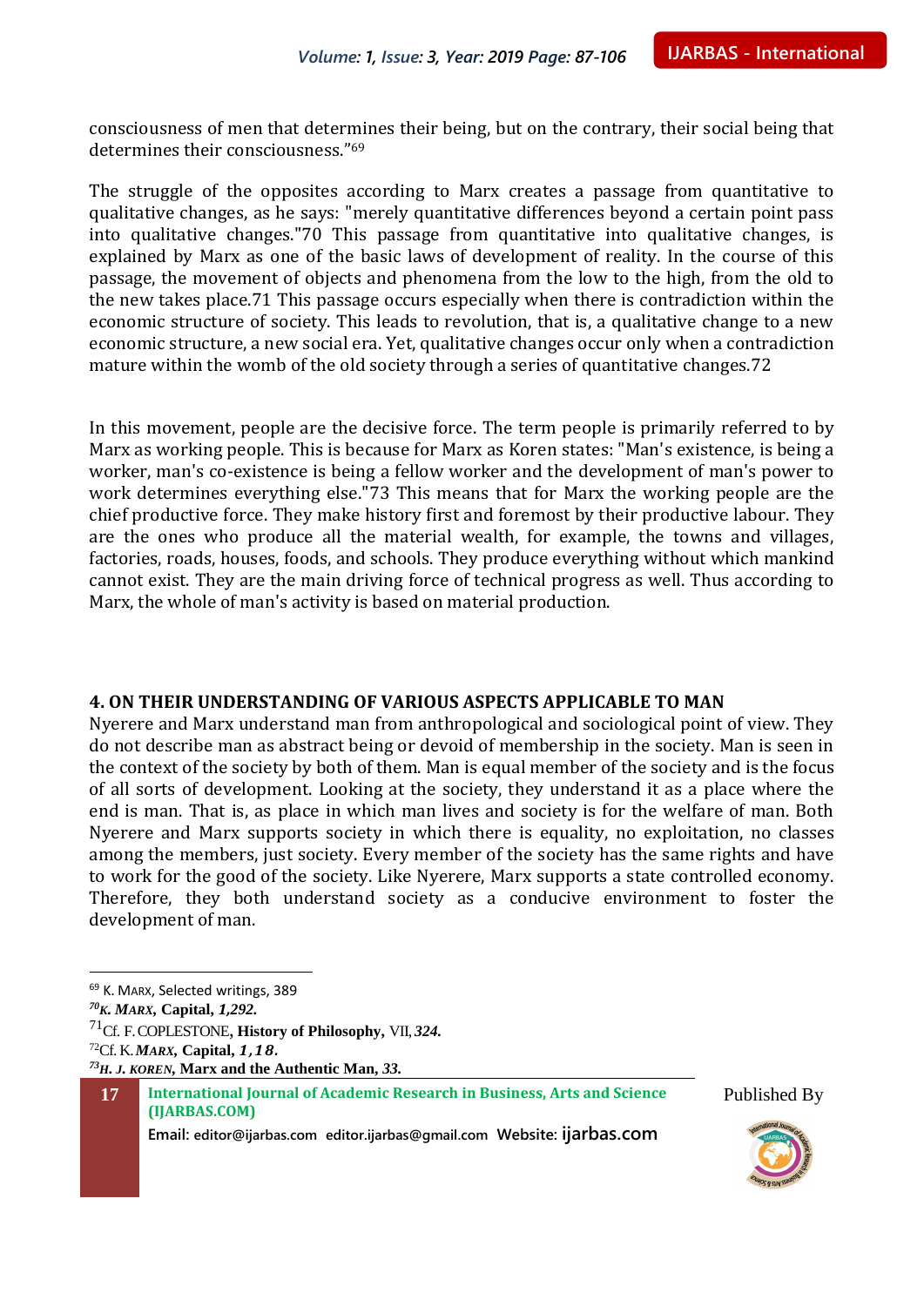consciousness of men that determines their being, but on the contrary, their social being that determines their consciousness."[69]

The struggle of the opposites according to Marx creates a passage from quantitative to qualitative changes, as he says: "merely quantitative differences beyond a certain point pass into qualitative changes."70 This passage from quantitative into qualitative changes, is explained by Marx as one of the basic laws of development of reality. In the course of this passage, the movement of objects and phenomena from the low to the high, from the old to the new takes place.71 This passage occurs especially when there is contradiction within the economic structure of society. This leads to revolution, that is, a qualitative change to a new economic structure, a new social era. Yet, qualitative changes occur only when a contradiction mature within the womb of the old society through a series of quantitative changes.72

In this movement, people are the decisive force. The term people is primarily referred to by Marx as working people. This is because for Marx as Koren states: "Man's existence, is being a worker, man's co-existence is being a fellow worker and the development of man's power to work determines everything else."73 This means that for Marx the working people are the chief productive force. They make history first and foremost by their productive labour. They are the ones who produce all the material wealth, for example, the towns and villages, factories, roads, houses, foods, and schools. They produce everything without which mankind cannot exist. They are the main driving force of technical progress as well. Thus according to Marx, the whole of man's activity is based on material production.

## 4. ON THEIR UNDERSTANDING OF VARIOUS ASPECTS APPLICABLE TO MAN

Nyerere and Marx understand man from anthropological and sociological point of view. They do not describe man as abstract being or devoid of membership in the society. Man is seen in the context of the society by both of them. Man is equal member of the society and is the focus of all sorts of development. Looking at the society, they understand it as a place where the end is man. That is, as place in which man lives and society is for the welfare of man. Both Nyerere and Marx supports society in which there is equality, no exploitation, no classes among the members, just society. Every member of the society has the same rights and have to work for the good of the society. Like Nyerere, Marx supports a state controlled economy. Therefore, they both understand society as a conducive environment to foster the development of man.

---

[69] K. MARX, Selected writings, 389

[70] ***K. MARX*, Capital, *1,292*.**

[71] Cf. F. COPLESTONE, **History of Philosophy,** VII, ***324*.**

[72] Cf. K. ***MARX*, Capital, *1,18*.**

[73] ***H. J. KOREN*, Marx and the Authentic Man, *33*.**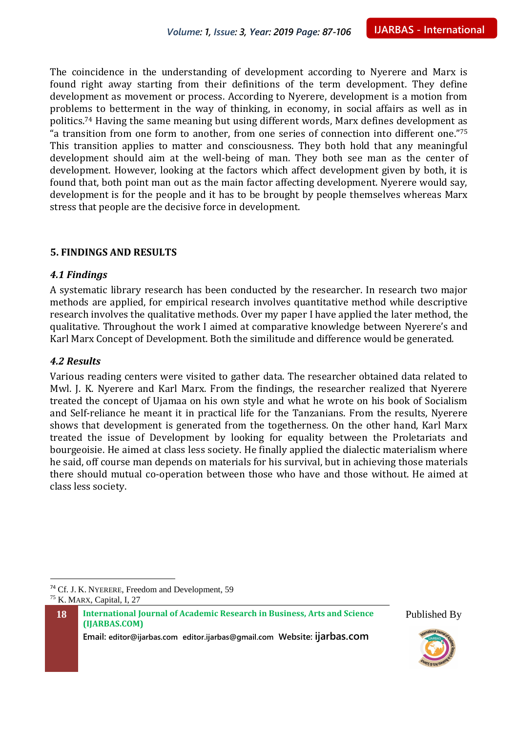The coincidence in the understanding of development according to Nyerere and Marx is found right away starting from their definitions of the term development. They define development as movement or process. According to Nyerere, development is a motion from problems to betterment in the way of thinking, in economy, in social affairs as well as in politics.[74] Having the same meaning but using different words, Marx defines development as "a transition from one form to another, from one series of connection into different one."[75] This transition applies to matter and consciousness. They both hold that any meaningful development should aim at the well-being of man. They both see man as the center of development. However, looking at the factors which affect development given by both, it is found that, both point man out as the main factor affecting development. Nyerere would say, development is for the people and it has to be brought by people themselves whereas Marx stress that people are the decisive force in development.

## 5. FINDINGS AND RESULTS

### *4.1 Findings*

A systematic library research has been conducted by the researcher. In research two major methods are applied, for empirical research involves quantitative method while descriptive research involves the qualitative methods. Over my paper I have applied the later method, the qualitative. Throughout the work I aimed at comparative knowledge between Nyerere's and Karl Marx Concept of Development. Both the similitude and difference would be generated.

### *4.2 Results*

Various reading centers were visited to gather data. The researcher obtained data related to Mwl. J. K. Nyerere and Karl Marx. From the findings, the researcher realized that Nyerere treated the concept of Ujamaa on his own style and what he wrote on his book of Socialism and Self-reliance he meant it in practical life for the Tanzanians. From the results, Nyerere shows that development is generated from the togetherness. On the other hand, Karl Marx treated the issue of Development by looking for equality between the Proletariats and bourgeoisie. He aimed at class less society. He finally applied the dialectic materialism where he said, off course man depends on materials for his survival, but in achieving those materials there should mutual co-operation between those who have and those without. He aimed at class less society.

---

[74] Cf. J. K. NYERERE, Freedom and Development, 59

[75] K. MARX, Capital, I, 27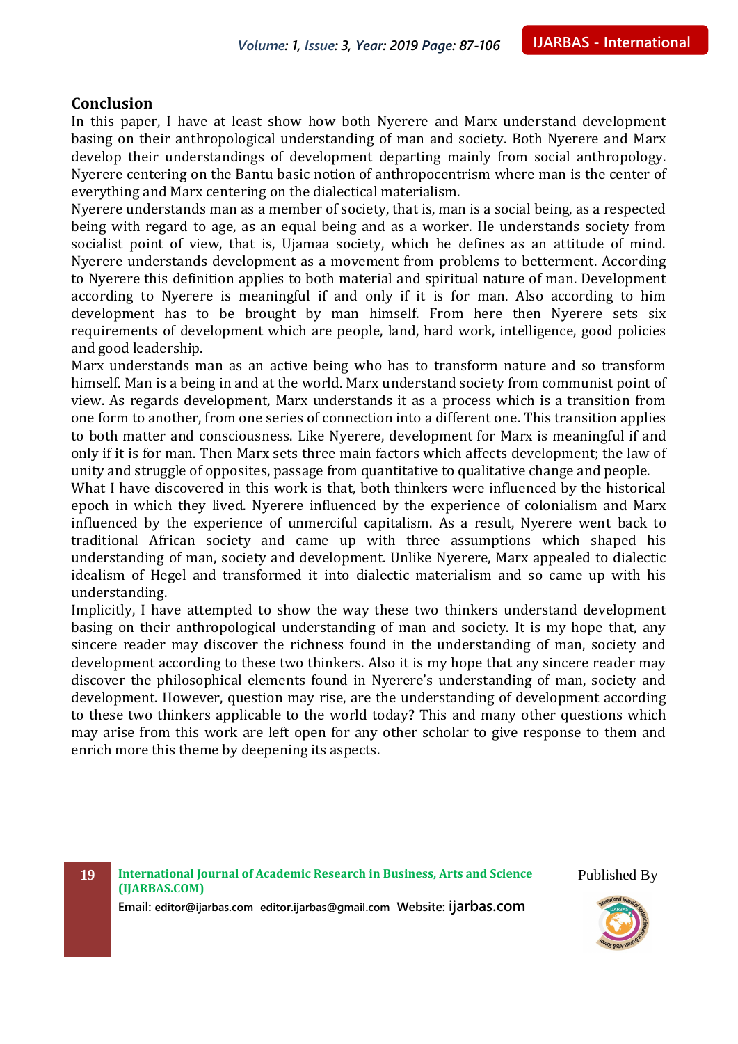## Conclusion

In this paper, I have at least show how both Nyerere and Marx understand development basing on their anthropological understanding of man and society. Both Nyerere and Marx develop their understandings of development departing mainly from social anthropology. Nyerere centering on the Bantu basic notion of anthropocentrism where man is the center of everything and Marx centering on the dialectical materialism.

Nyerere understands man as a member of society, that is, man is a social being, as a respected being with regard to age, as an equal being and as a worker. He understands society from socialist point of view, that is, Ujamaa society, which he defines as an attitude of mind. Nyerere understands development as a movement from problems to betterment. According to Nyerere this definition applies to both material and spiritual nature of man. Development according to Nyerere is meaningful if and only if it is for man. Also according to him development has to be brought by man himself. From here then Nyerere sets six requirements of development which are people, land, hard work, intelligence, good policies and good leadership.

Marx understands man as an active being who has to transform nature and so transform himself. Man is a being in and at the world. Marx understand society from communist point of view. As regards development, Marx understands it as a process which is a transition from one form to another, from one series of connection into a different one. This transition applies to both matter and consciousness. Like Nyerere, development for Marx is meaningful if and only if it is for man. Then Marx sets three main factors which affects development; the law of unity and struggle of opposites, passage from quantitative to qualitative change and people.

What I have discovered in this work is that, both thinkers were influenced by the historical epoch in which they lived. Nyerere influenced by the experience of colonialism and Marx influenced by the experience of unmerciful capitalism. As a result, Nyerere went back to traditional African society and came up with three assumptions which shaped his understanding of man, society and development. Unlike Nyerere, Marx appealed to dialectic idealism of Hegel and transformed it into dialectic materialism and so came up with his understanding.

Implicitly, I have attempted to show the way these two thinkers understand development basing on their anthropological understanding of man and society. It is my hope that, any sincere reader may discover the richness found in the understanding of man, society and development according to these two thinkers. Also it is my hope that any sincere reader may discover the philosophical elements found in Nyerere's understanding of man, society and development. However, question may rise, are the understanding of development according to these two thinkers applicable to the world today? This and many other questions which may arise from this work are left open for any other scholar to give response to them and enrich more this theme by deepening its aspects.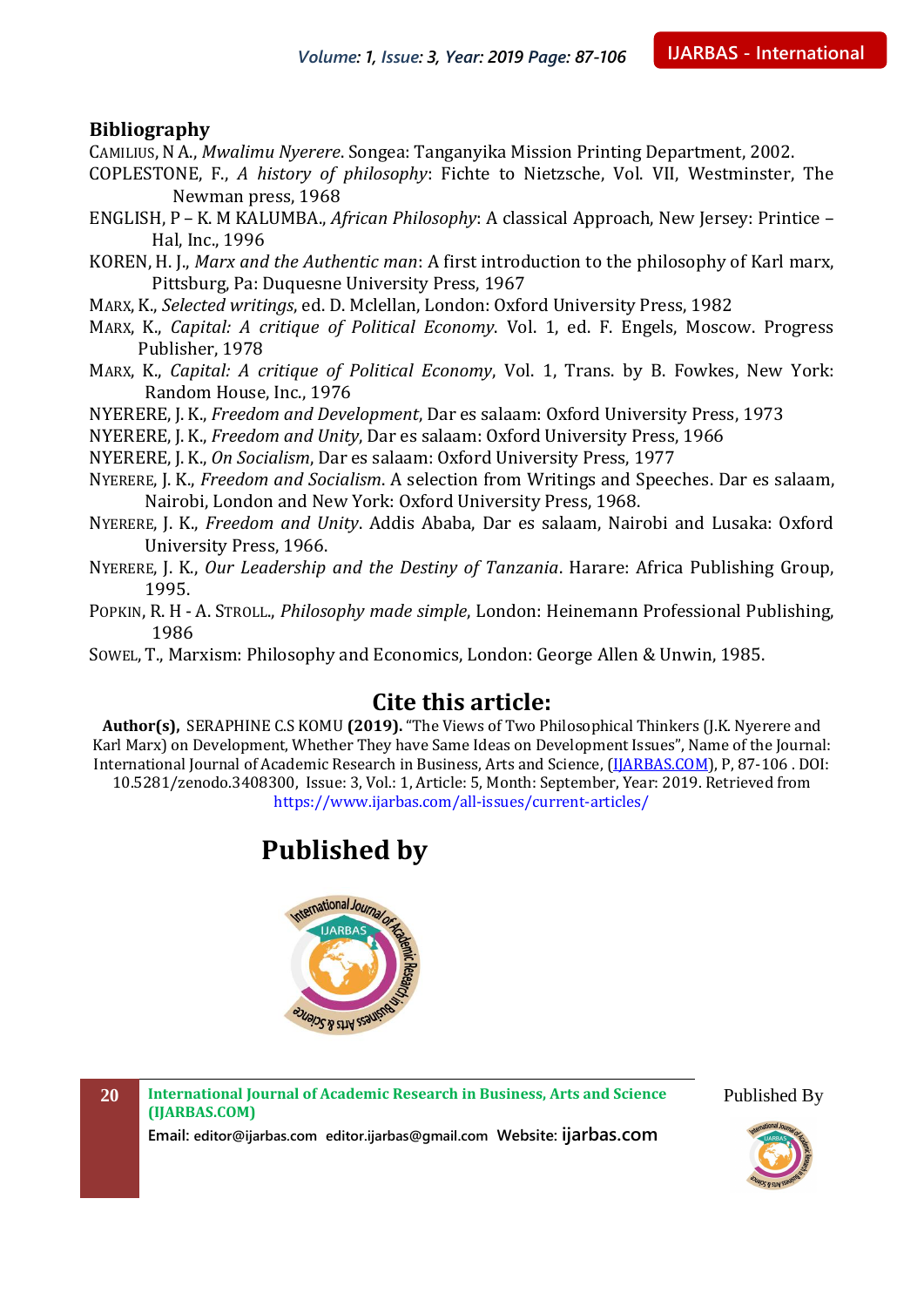## Bibliography

CAMILIUS, N A., *Mwalimu Nyerere*. Songea: Tanganyika Mission Printing Department, 2002.

COPLESTONE, F., *A history of philosophy*: Fichte to Nietzsche, Vol. VII, Westminster, The Newman press, 1968

ENGLISH, P – K. M KALUMBA., *African Philosophy*: A classical Approach, New Jersey: Printice – Hal, Inc., 1996

KOREN, H. J., *Marx and the Authentic man*: A first introduction to the philosophy of Karl marx, Pittsburg, Pa: Duquesne University Press, 1967

MARX, K., *Selected writings*, ed. D. Mclellan, London: Oxford University Press, 1982

MARX, K., *Capital: A critique of Political Economy*. Vol. 1, ed. F. Engels, Moscow. Progress Publisher, 1978

MARX, K., *Capital: A critique of Political Economy*, Vol. 1, Trans. by B. Fowkes, New York: Random House, Inc., 1976

NYERERE, J. K., *Freedom and Development*, Dar es salaam: Oxford University Press, 1973

NYERERE, J. K., *Freedom and Unity*, Dar es salaam: Oxford University Press, 1966

NYERERE, J. K., *On Socialism*, Dar es salaam: Oxford University Press, 1977

NYERERE, J. K., *Freedom and Socialism*. A selection from Writings and Speeches. Dar es salaam, Nairobi, London and New York: Oxford University Press, 1968.

NYERERE, J. K., *Freedom and Unity*. Addis Ababa, Dar es salaam, Nairobi and Lusaka: Oxford University Press, 1966.

NYERERE, J. K., *Our Leadership and the Destiny of Tanzania*. Harare: Africa Publishing Group, 1995.

POPKIN, R. H - A. STROLL., *Philosophy made simple*, London: Heinemann Professional Publishing, 1986

SOWEL, T., Marxism: Philosophy and Economics, London: George Allen & Unwin, 1985.

## Cite this article:

**Author(s),** SERAPHINE C.S KOMU **(2019).** "The Views of Two Philosophical Thinkers (J.K. Nyerere and Karl Marx) on Development, Whether They have Same Ideas on Development Issues", Name of the Journal: International Journal of Academic Research in Business, Arts and Science, (IJARBAS.COM), P, 87-106 . DOI: 10.5281/zenodo.3408300, Issue: 3, Vol.: 1, Article: 5, Month: September, Year: 2019. Retrieved from https://www.ijarbas.com/all-issues/current-articles/

## Published by